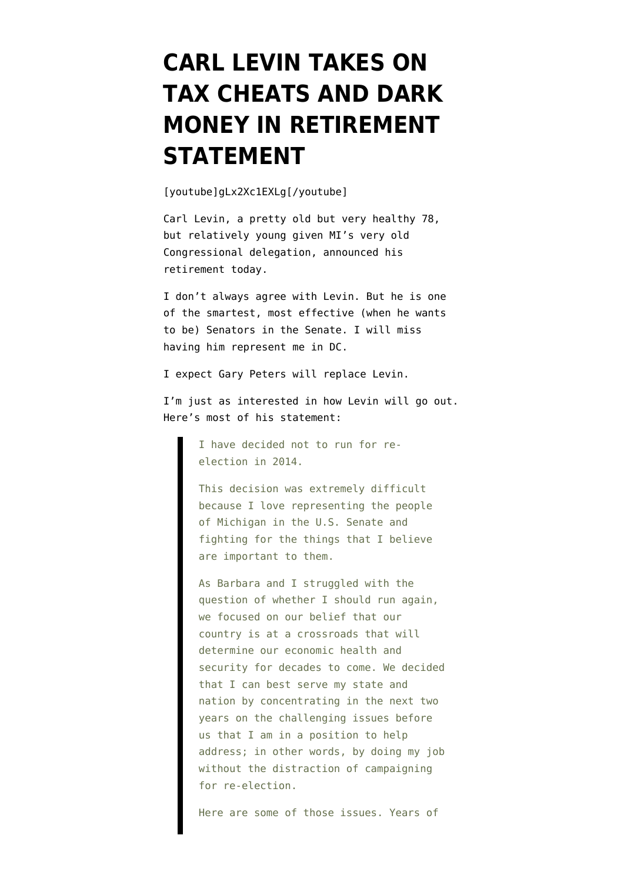# CARL LEVIN TAKES ON TAX CHEATS AND DARK MONEY IN RETIREMENT STATEMENT

[youtube]gLx2Xc1EXLg[/youtube]

Carl Levin, a pretty old but very healthy 78, but relatively young given MI's very old Congressional delegation, announced his retirement today.

I don't always agree with Levin. But he is one of the smartest, most effective (when he wants to be) Senators in the Senate. I will miss having him represent me in DC.

I expect Gary Peters will replace Levin.

I'm just as interested in how Levin will go out. Here's most of his statement:

> I have decided not to run for re-election in 2014.
>
> This decision was extremely difficult because I love representing the people of Michigan in the U.S. Senate and fighting for the things that I believe are important to them.
>
> As Barbara and I struggled with the question of whether I should run again, we focused on our belief that our country is at a crossroads that will determine our economic health and security for decades to come. We decided that I can best serve my state and nation by concentrating in the next two years on the challenging issues before us that I am in a position to help address; in other words, by doing my job without the distraction of campaigning for re-election.
>
> Here are some of those issues. Years of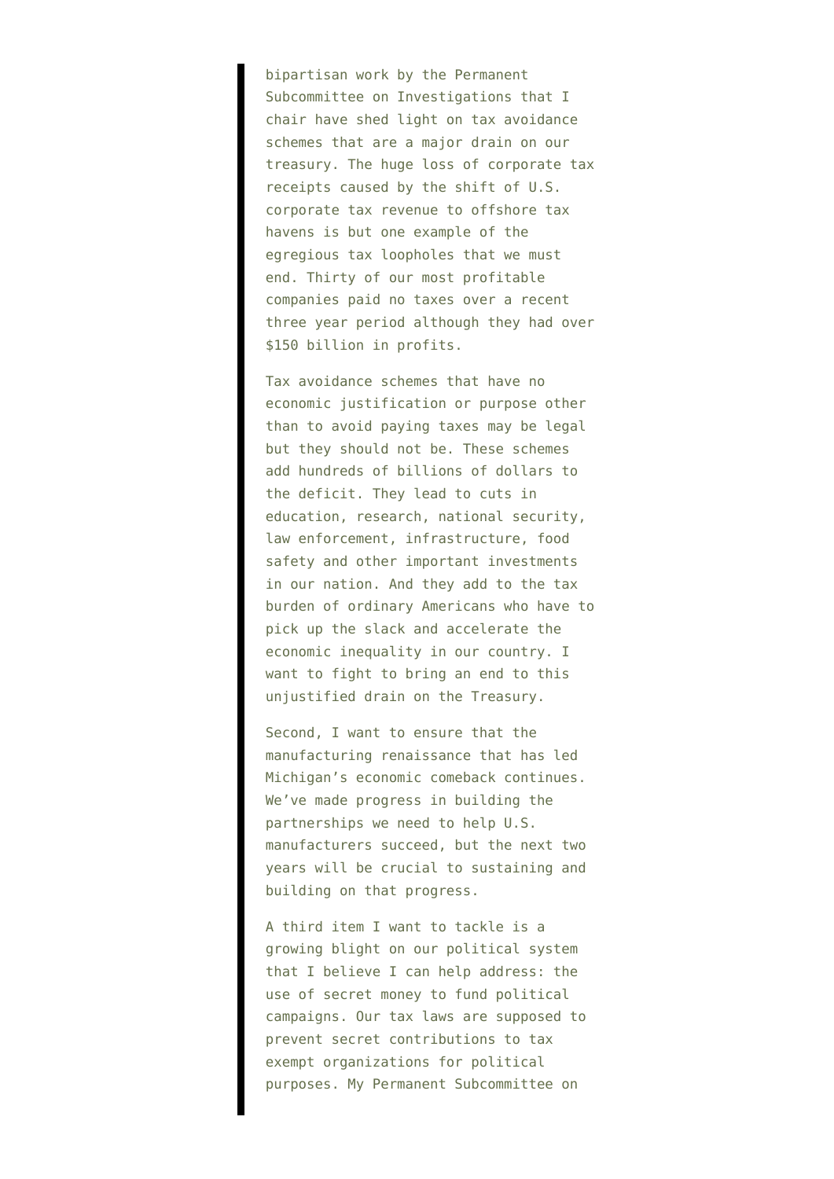bipartisan work by the Permanent Subcommittee on Investigations that I chair have shed light on tax avoidance schemes that are a major drain on our treasury. The huge loss of corporate tax receipts caused by the shift of U.S. corporate tax revenue to offshore tax havens is but one example of the egregious tax loopholes that we must end. Thirty of our most profitable companies paid no taxes over a recent three year period although they had over $150 billion in profits.

Tax avoidance schemes that have no economic justification or purpose other than to avoid paying taxes may be legal but they should not be. These schemes add hundreds of billions of dollars to the deficit. They lead to cuts in education, research, national security, law enforcement, infrastructure, food safety and other important investments in our nation. And they add to the tax burden of ordinary Americans who have to pick up the slack and accelerate the economic inequality in our country. I want to fight to bring an end to this unjustified drain on the Treasury.

Second, I want to ensure that the manufacturing renaissance that has led Michigan’s economic comeback continues. We’ve made progress in building the partnerships we need to help U.S. manufacturers succeed, but the next two years will be crucial to sustaining and building on that progress.

A third item I want to tackle is a growing blight on our political system that I believe I can help address: the use of secret money to fund political campaigns. Our tax laws are supposed to prevent secret contributions to tax exempt organizations for political purposes. My Permanent Subcommittee on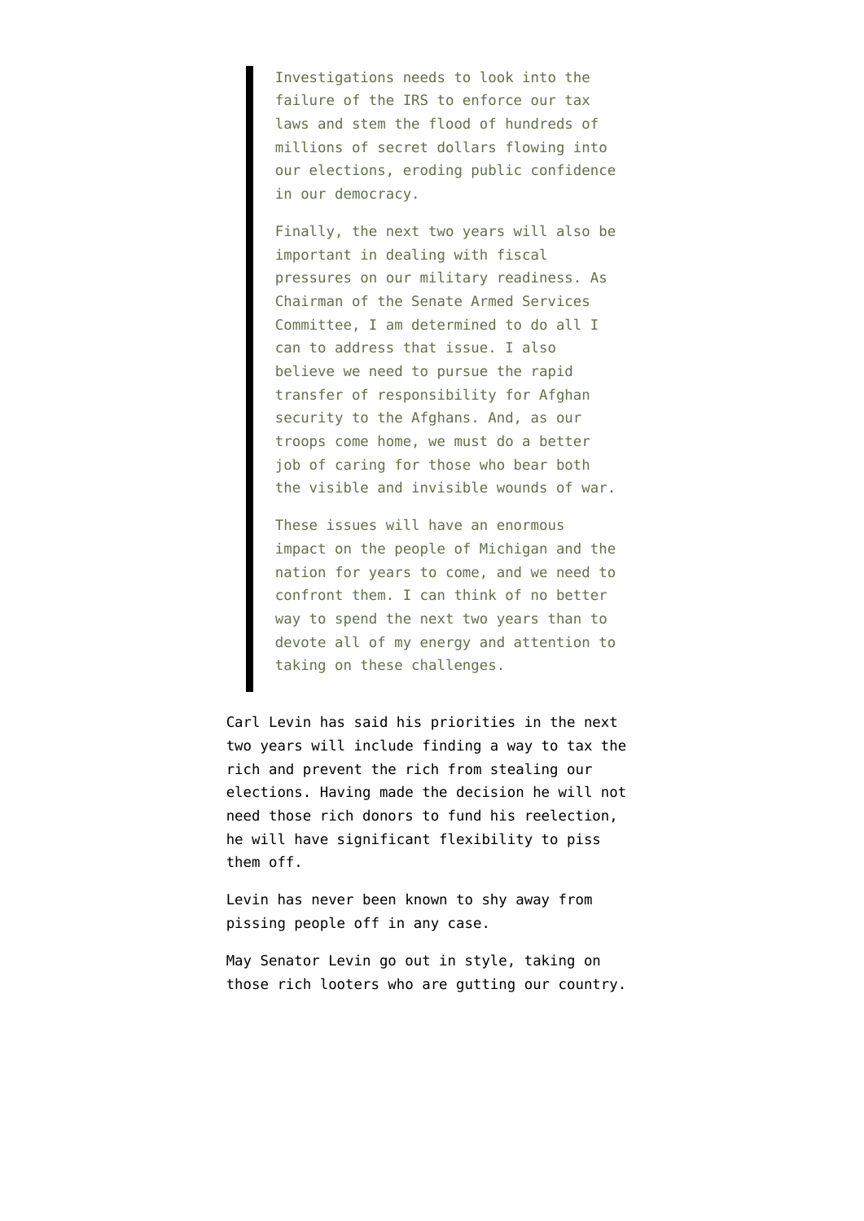> Investigations needs to look into the failure of the IRS to enforce our tax laws and stem the flood of hundreds of millions of secret dollars flowing into our elections, eroding public confidence in our democracy.
>
> Finally, the next two years will also be important in dealing with fiscal pressures on our military readiness. As Chairman of the Senate Armed Services Committee, I am determined to do all I can to address that issue. I also believe we need to pursue the rapid transfer of responsibility for Afghan security to the Afghans. And, as our troops come home, we must do a better job of caring for those who bear both the visible and invisible wounds of war.
>
> These issues will have an enormous impact on the people of Michigan and the nation for years to come, and we need to confront them. I can think of no better way to spend the next two years than to devote all of my energy and attention to taking on these challenges.

Carl Levin has said his priorities in the next two years will include finding a way to tax the rich and prevent the rich from stealing our elections. Having made the decision he will not need those rich donors to fund his reelection, he will have significant flexibility to piss them off.

Levin has never been known to shy away from pissing people off in any case.

May Senator Levin go out in style, taking on those rich looters who are gutting our country.